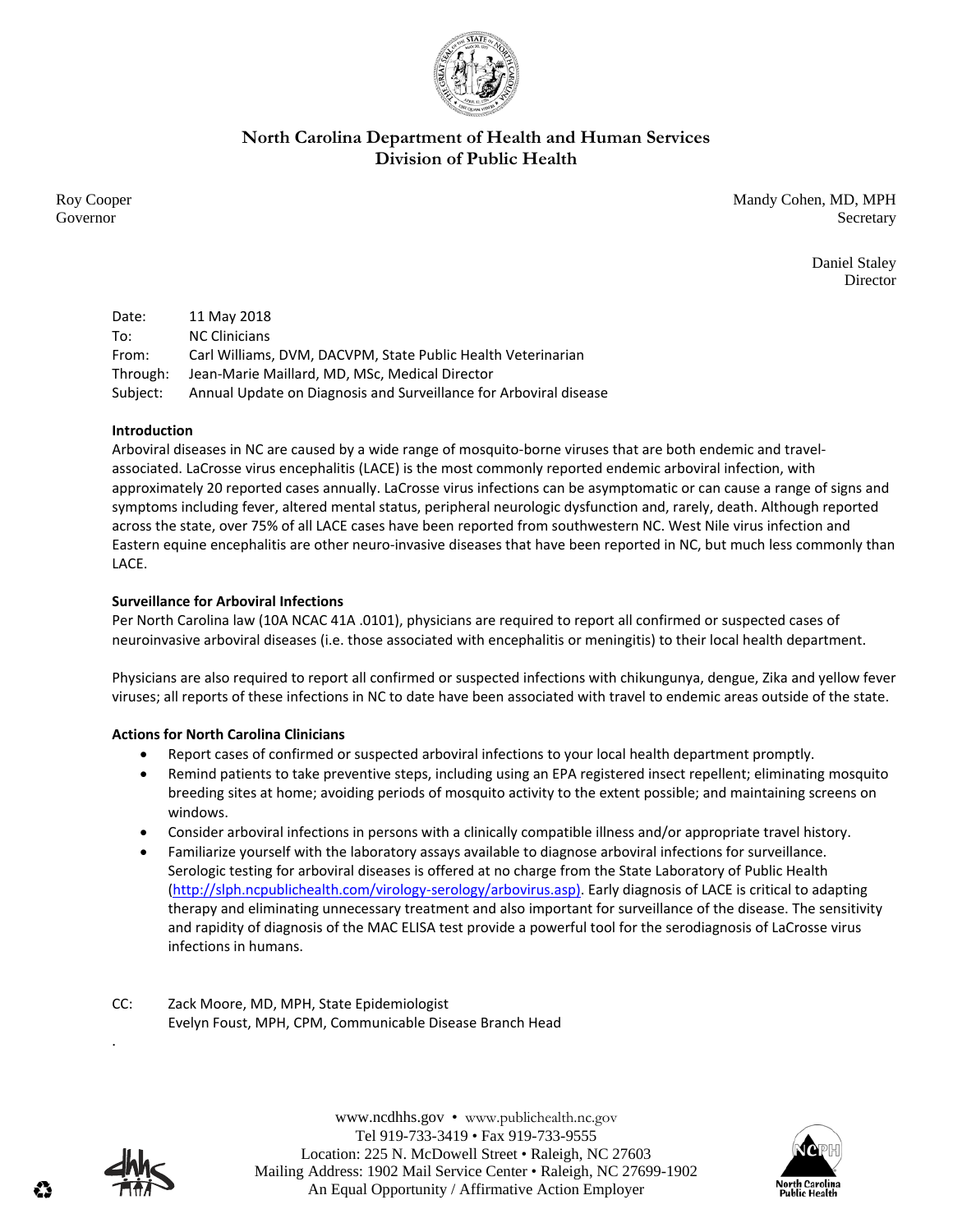# North Carolina Department of Health and Human Services
## Division of Public Health

Roy Cooper
Governor

Mandy Cohen, MD, MPH
Secretary

Daniel Staley
Director

| | |
|---|---|
| Date: | 11 May 2018 |
| To: | NC Clinicians |
| From: | Carl Williams, DVM, DACVPM, State Public Health Veterinarian |
| Through: | Jean-Marie Maillard, MD, MSc, Medical Director |
| Subject: | Annual Update on Diagnosis and Surveillance for Arboviral disease |

**Introduction**

Arboviral diseases in NC are caused by a wide range of mosquito-borne viruses that are both endemic and travel-associated. LaCrosse virus encephalitis (LACE) is the most commonly reported endemic arboviral infection, with approximately 20 reported cases annually. LaCrosse virus infections can be asymptomatic or can cause a range of signs and symptoms including fever, altered mental status, peripheral neurologic dysfunction and, rarely, death. Although reported across the state, over 75% of all LACE cases have been reported from southwestern NC. West Nile virus infection and Eastern equine encephalitis are other neuro-invasive diseases that have been reported in NC, but much less commonly than LACE.

**Surveillance for Arboviral Infections**

Per North Carolina law (10A NCAC 41A .0101), physicians are required to report all confirmed or suspected cases of neuroinvasive arboviral diseases (i.e. those associated with encephalitis or meningitis) to their local health department.

Physicians are also required to report all confirmed or suspected infections with chikungunya, dengue, Zika and yellow fever viruses; all reports of these infections in NC to date have been associated with travel to endemic areas outside of the state.

**Actions for North Carolina Clinicians**

- Report cases of confirmed or suspected arboviral infections to your local health department promptly.
- Remind patients to take preventive steps, including using an EPA registered insect repellent; eliminating mosquito breeding sites at home; avoiding periods of mosquito activity to the extent possible; and maintaining screens on windows.
- Consider arboviral infections in persons with a clinically compatible illness and/or appropriate travel history.
- Familiarize yourself with the laboratory assays available to diagnose arboviral infections for surveillance. Serologic testing for arboviral diseases is offered at no charge from the State Laboratory of Public Health (http://slph.ncpublichealth.com/virology-serology/arbovirus.asp). Early diagnosis of LACE is critical to adapting therapy and eliminating unnecessary treatment and also important for surveillance of the disease. The sensitivity and rapidity of diagnosis of the MAC ELISA test provide a powerful tool for the serodiagnosis of LaCrosse virus infections in humans.

CC: Zack Moore, MD, MPH, State Epidemiologist
Evelyn Foust, MPH, CPM, Communicable Disease Branch Head

www.ncdhhs.gov • www.publichealth.nc.gov
Tel 919-733-3419 • Fax 919-733-9555
Location: 225 N. McDowell Street • Raleigh, NC 27603
Mailing Address: 1902 Mail Service Center • Raleigh, NC 27699-1902
An Equal Opportunity / Affirmative Action Employer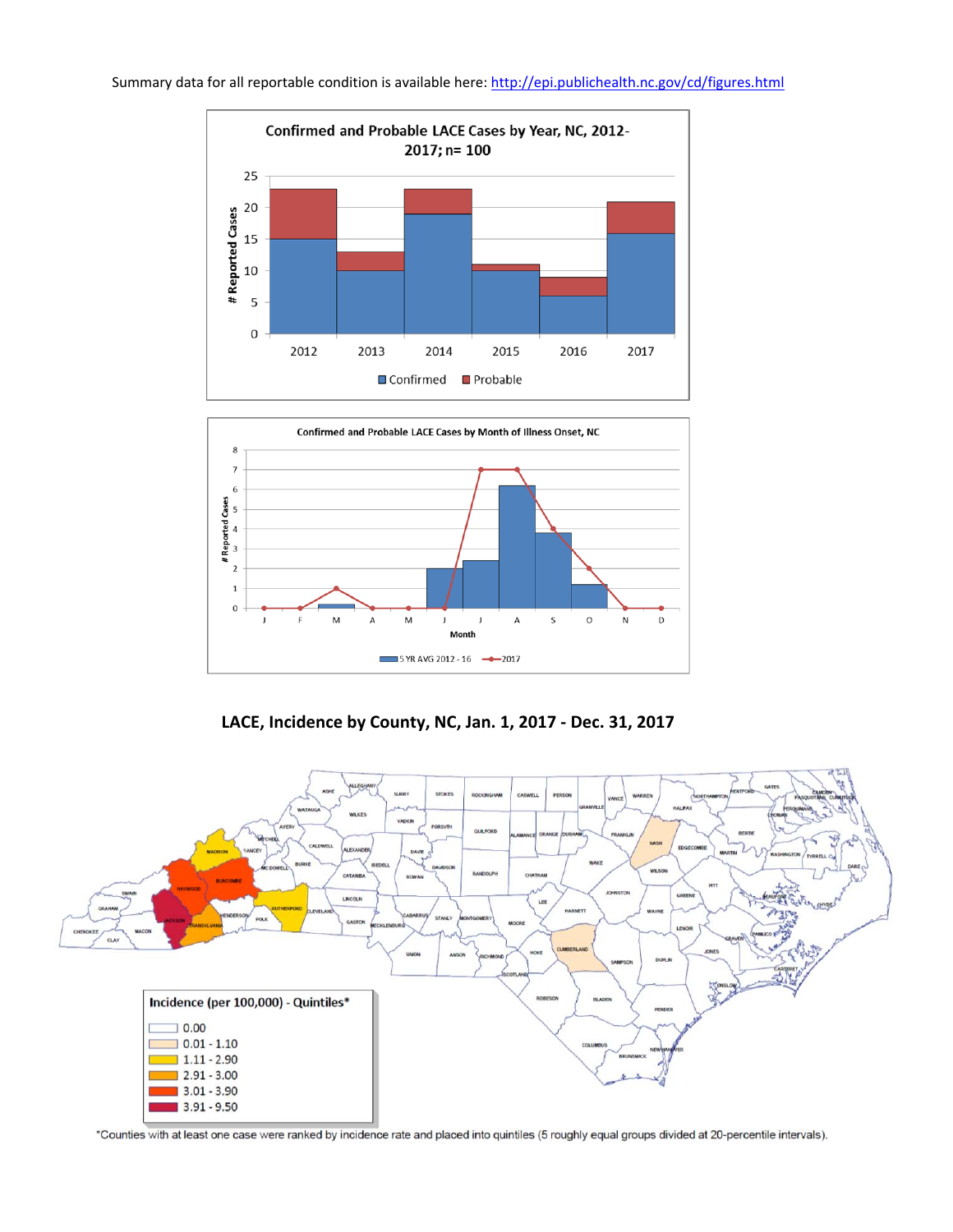Summary data for all reportable condition is available here: http://epi.publichealth.nc.gov/cd/figures.html

Confirmed and Probable LACE Cases by Year, NC, 2012-2017; n= 100

# Reported Cases

25
20
15
10
5
0

2012 2013 2014 2015 2016 2017

Confirmed Probable

Confirmed and Probable LACE Cases by Month of Illness Onset, NC

# Reported Cases

8
7
6
5
4
3
2
1
0

J F M A M J J A S O N D

Month

5 YR AVG 2012 - 16 2017

## LACE, Incidence by County, NC, Jan. 1, 2017 - Dec. 31, 2017

Incidence (per 100,000) - Quintiles*

0.00
0.01 - 1.10
1.11 - 2.90
2.91 - 3.00
3.01 - 3.90
3.91 - 9.50

*Counties with at least one case were ranked by incidence rate and placed into quintiles (5 roughly equal groups divided at 20-percentile intervals).